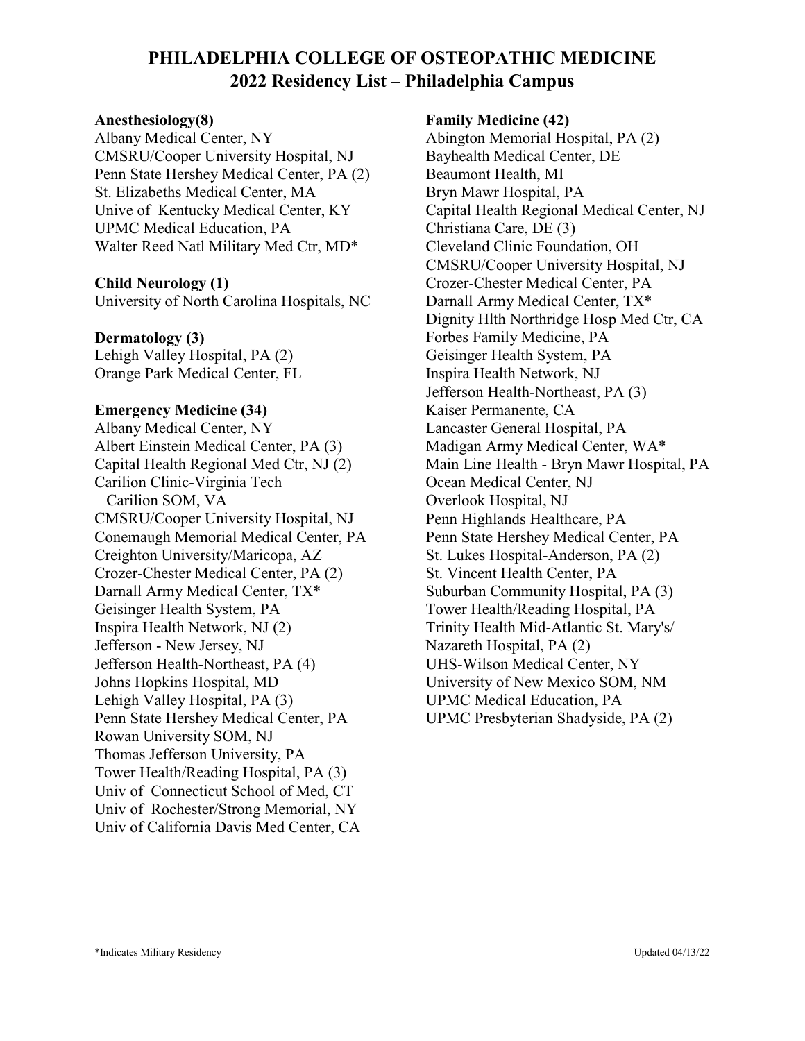# PHILADELPHIA COLLEGE OF OSTEOPATHIC MEDICINE
## 2022 Residency List – Philadelphia Campus

**Anesthesiology(8)**
Albany Medical Center, NY
CMSRU/Cooper University Hospital, NJ
Penn State Hershey Medical Center, PA (2)
St. Elizabeths Medical Center, MA
Unive of Kentucky Medical Center, KY
UPMC Medical Education, PA
Walter Reed Natl Military Med Ctr, MD*

**Child Neurology (1)**
University of North Carolina Hospitals, NC

**Dermatology (3)**
Lehigh Valley Hospital, PA (2)
Orange Park Medical Center, FL

**Emergency Medicine (34)**
Albany Medical Center, NY
Albert Einstein Medical Center, PA (3)
Capital Health Regional Med Ctr, NJ (2)
Carilion Clinic-Virginia Tech Carilion SOM, VA
CMSRU/Cooper University Hospital, NJ
Conemaugh Memorial Medical Center, PA
Creighton University/Maricopa, AZ
Crozer-Chester Medical Center, PA (2)
Darnall Army Medical Center, TX*
Geisinger Health System, PA
Inspira Health Network, NJ (2)
Jefferson - New Jersey, NJ
Jefferson Health-Northeast, PA (4)
Johns Hopkins Hospital, MD
Lehigh Valley Hospital, PA (3)
Penn State Hershey Medical Center, PA
Rowan University SOM, NJ
Thomas Jefferson University, PA
Tower Health/Reading Hospital, PA (3)
Univ of Connecticut School of Med, CT
Univ of Rochester/Strong Memorial, NY
Univ of California Davis Med Center, CA

**Family Medicine (42)**
Abington Memorial Hospital, PA (2)
Bayhealth Medical Center, DE
Beaumont Health, MI
Bryn Mawr Hospital, PA
Capital Health Regional Medical Center, NJ
Christiana Care, DE (3)
Cleveland Clinic Foundation, OH
CMSRU/Cooper University Hospital, NJ
Crozer-Chester Medical Center, PA
Darnall Army Medical Center, TX*
Dignity Hlth Northridge Hosp Med Ctr, CA
Forbes Family Medicine, PA
Geisinger Health System, PA
Inspira Health Network, NJ
Jefferson Health-Northeast, PA (3)
Kaiser Permanente, CA
Lancaster General Hospital, PA
Madigan Army Medical Center, WA*
Main Line Health - Bryn Mawr Hospital, PA
Ocean Medical Center, NJ
Overlook Hospital, NJ
Penn Highlands Healthcare, PA
Penn State Hershey Medical Center, PA
St. Lukes Hospital-Anderson, PA (2)
St. Vincent Health Center, PA
Suburban Community Hospital, PA (3)
Tower Health/Reading Hospital, PA
Trinity Health Mid-Atlantic St. Mary's/ Nazareth Hospital, PA (2)
UHS-Wilson Medical Center, NY
University of New Mexico SOM, NM
UPMC Medical Education, PA
UPMC Presbyterian Shadyside, PA (2)

*Indicates Military Residency

Updated 04/13/22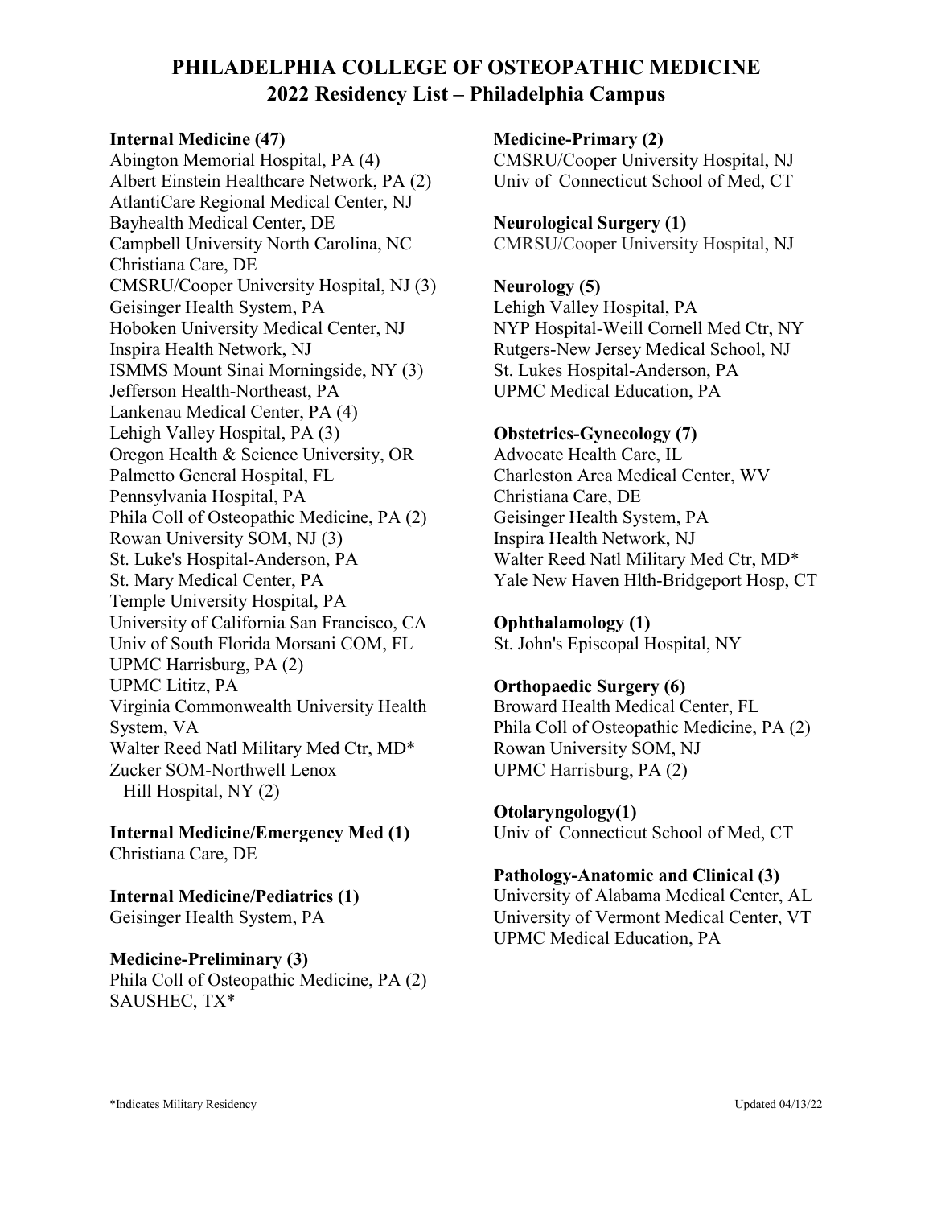# PHILADELPHIA COLLEGE OF OSTEOPATHIC MEDICINE
# 2022 Residency List – Philadelphia Campus

**Internal Medicine (47)**
Abington Memorial Hospital, PA (4)
Albert Einstein Healthcare Network, PA (2)
AtlantiCare Regional Medical Center, NJ
Bayhealth Medical Center, DE
Campbell University North Carolina, NC
Christiana Care, DE
CMSRU/Cooper University Hospital, NJ (3)
Geisinger Health System, PA
Hoboken University Medical Center, NJ
Inspira Health Network, NJ
ISMMS Mount Sinai Morningside, NY (3)
Jefferson Health-Northeast, PA
Lankenau Medical Center, PA (4)
Lehigh Valley Hospital, PA (3)
Oregon Health & Science University, OR
Palmetto General Hospital, FL
Pennsylvania Hospital, PA
Phila Coll of Osteopathic Medicine, PA (2)
Rowan University SOM, NJ (3)
St. Luke's Hospital-Anderson, PA
St. Mary Medical Center, PA
Temple University Hospital, PA
University of California San Francisco, CA
Univ of South Florida Morsani COM, FL
UPMC Harrisburg, PA (2)
UPMC Lititz, PA
Virginia Commonwealth University Health System, VA
Walter Reed Natl Military Med Ctr, MD*
Zucker SOM-Northwell Lenox Hill Hospital, NY (2)

**Internal Medicine/Emergency Med (1)**
Christiana Care, DE

**Internal Medicine/Pediatrics (1)**
Geisinger Health System, PA

**Medicine-Preliminary (3)**
Phila Coll of Osteopathic Medicine, PA (2)
SAUSHEC, TX*

**Medicine-Primary (2)**
CMSRU/Cooper University Hospital, NJ
Univ of Connecticut School of Med, CT

**Neurological Surgery (1)**
CMRSU/Cooper University Hospital, NJ

**Neurology (5)**
Lehigh Valley Hospital, PA
NYP Hospital-Weill Cornell Med Ctr, NY
Rutgers-New Jersey Medical School, NJ
St. Lukes Hospital-Anderson, PA
UPMC Medical Education, PA

**Obstetrics-Gynecology (7)**
Advocate Health Care, IL
Charleston Area Medical Center, WV
Christiana Care, DE
Geisinger Health System, PA
Inspira Health Network, NJ
Walter Reed Natl Military Med Ctr, MD*
Yale New Haven Hlth-Bridgeport Hosp, CT

**Ophthalamology (1)**
St. John's Episcopal Hospital, NY

**Orthopaedic Surgery (6)**
Broward Health Medical Center, FL
Phila Coll of Osteopathic Medicine, PA (2)
Rowan University SOM, NJ
UPMC Harrisburg, PA (2)

**Otolaryngology(1)**
Univ of Connecticut School of Med, CT

**Pathology-Anatomic and Clinical (3)**
University of Alabama Medical Center, AL
University of Vermont Medical Center, VT
UPMC Medical Education, PA

*Indicates Military Residency

Updated 04/13/22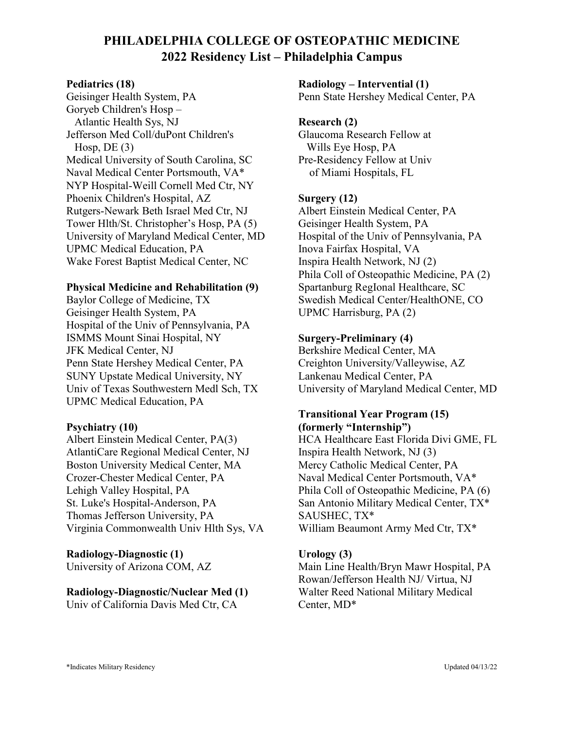# PHILADELPHIA COLLEGE OF OSTEOPATHIC MEDICINE
## 2022 Residency List – Philadelphia Campus

**Pediatrics (18)**
Geisinger Health System, PA
Goryeb Children's Hosp – Atlantic Health Sys, NJ
Jefferson Med Coll/duPont Children's Hosp, DE (3)
Medical University of South Carolina, SC
Naval Medical Center Portsmouth, VA*
NYP Hospital-Weill Cornell Med Ctr, NY
Phoenix Children's Hospital, AZ
Rutgers-Newark Beth Israel Med Ctr, NJ
Tower Hlth/St. Christopher's Hosp, PA (5)
University of Maryland Medical Center, MD
UPMC Medical Education, PA
Wake Forest Baptist Medical Center, NC

**Physical Medicine and Rehabilitation (9)**
Baylor College of Medicine, TX
Geisinger Health System, PA
Hospital of the Univ of Pennsylvania, PA
ISMMS Mount Sinai Hospital, NY
JFK Medical Center, NJ
Penn State Hershey Medical Center, PA
SUNY Upstate Medical University, NY
Univ of Texas Southwestern Medl Sch, TX
UPMC Medical Education, PA

**Psychiatry (10)**
Albert Einstein Medical Center, PA(3)
AtlantiCare Regional Medical Center, NJ
Boston University Medical Center, MA
Crozer-Chester Medical Center, PA
Lehigh Valley Hospital, PA
St. Luke's Hospital-Anderson, PA
Thomas Jefferson University, PA
Virginia Commonwealth Univ Hlth Sys, VA

**Radiology-Diagnostic (1)**
University of Arizona COM, AZ

**Radiology-Diagnostic/Nuclear Med (1)**
Univ of California Davis Med Ctr, CA

**Radiology – Intervential (1)**
Penn State Hershey Medical Center, PA

**Research (2)**
Glaucoma Research Fellow at Wills Eye Hosp, PA
Pre-Residency Fellow at Univ of Miami Hospitals, FL

**Surgery (12)**
Albert Einstein Medical Center, PA
Geisinger Health System, PA
Hospital of the Univ of Pennsylvania, PA
Inova Fairfax Hospital, VA
Inspira Health Network, NJ (2)
Phila Coll of Osteopathic Medicine, PA (2)
Spartanburg RegIonal Healthcare, SC
Swedish Medical Center/HealthONE, CO
UPMC Harrisburg, PA (2)

**Surgery-Preliminary (4)**
Berkshire Medical Center, MA
Creighton University/Valleywise, AZ
Lankenau Medical Center, PA
University of Maryland Medical Center, MD

**Transitional Year Program (15) (formerly "Internship")**
HCA Healthcare East Florida Divi GME, FL
Inspira Health Network, NJ (3)
Mercy Catholic Medical Center, PA
Naval Medical Center Portsmouth, VA*
Phila Coll of Osteopathic Medicine, PA (6)
San Antonio Military Medical Center, TX*
SAUSHEC, TX*
William Beaumont Army Med Ctr, TX*

**Urology (3)**
Main Line Health/Bryn Mawr Hospital, PA
Rowan/Jefferson Health NJ/ Virtua, NJ
Walter Reed National Military Medical Center, MD*

*Indicates Military Residency

Updated 04/13/22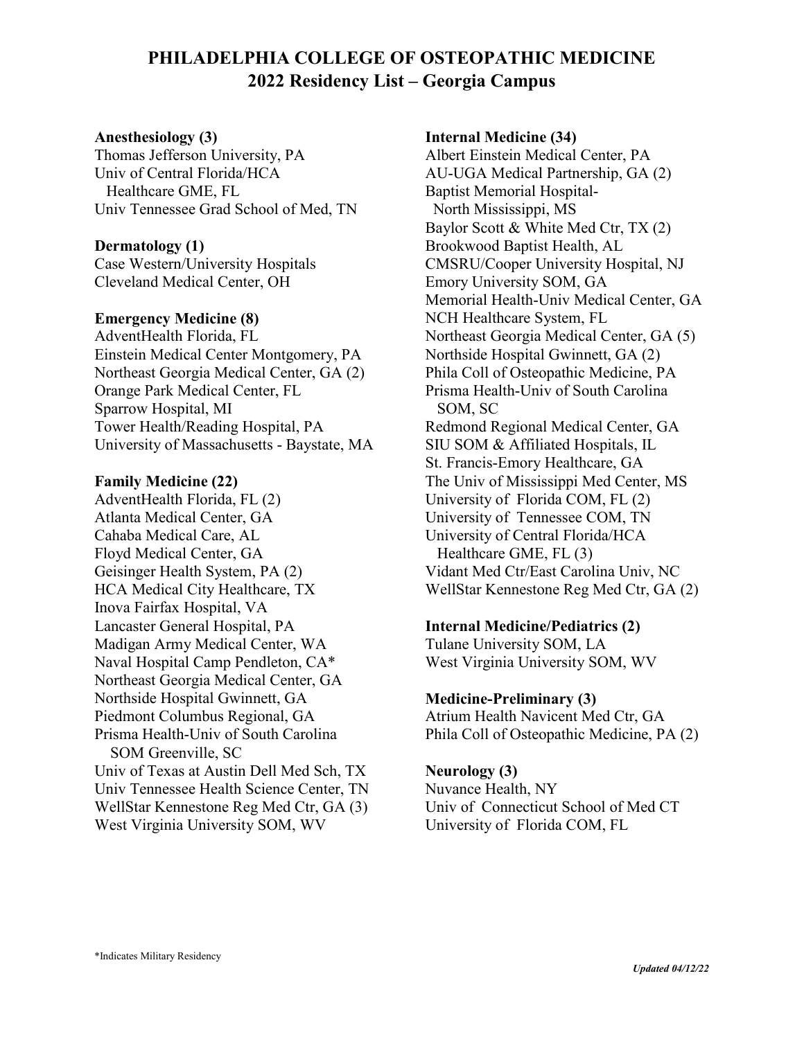# PHILADELPHIA COLLEGE OF OSTEOPATHIC MEDICINE
## 2022 Residency List – Georgia Campus

**Anesthesiology (3)**
Thomas Jefferson University, PA
Univ of Central Florida/HCA Healthcare GME, FL
Univ Tennessee Grad School of Med, TN

**Dermatology (1)**
Case Western/University Hospitals Cleveland Medical Center, OH

**Emergency Medicine (8)**
AdventHealth Florida, FL
Einstein Medical Center Montgomery, PA
Northeast Georgia Medical Center, GA (2)
Orange Park Medical Center, FL
Sparrow Hospital, MI
Tower Health/Reading Hospital, PA
University of Massachusetts - Baystate, MA

**Family Medicine (22)**
AdventHealth Florida, FL (2)
Atlanta Medical Center, GA
Cahaba Medical Care, AL
Floyd Medical Center, GA
Geisinger Health System, PA (2)
HCA Medical City Healthcare, TX
Inova Fairfax Hospital, VA
Lancaster General Hospital, PA
Madigan Army Medical Center, WA
Naval Hospital Camp Pendleton, CA*
Northeast Georgia Medical Center, GA
Northside Hospital Gwinnett, GA
Piedmont Columbus Regional, GA
Prisma Health-Univ of South Carolina SOM Greenville, SC
Univ of Texas at Austin Dell Med Sch, TX
Univ Tennessee Health Science Center, TN
WellStar Kennestone Reg Med Ctr, GA (3)
West Virginia University SOM, WV

**Internal Medicine (34)**
Albert Einstein Medical Center, PA
AU-UGA Medical Partnership, GA (2)
Baptist Memorial Hospital-North Mississippi, MS
Baylor Scott & White Med Ctr, TX (2)
Brookwood Baptist Health, AL
CMSRU/Cooper University Hospital, NJ
Emory University SOM, GA
Memorial Health-Univ Medical Center, GA
NCH Healthcare System, FL
Northeast Georgia Medical Center, GA (5)
Northside Hospital Gwinnett, GA (2)
Phila Coll of Osteopathic Medicine, PA
Prisma Health-Univ of South Carolina SOM, SC
Redmond Regional Medical Center, GA
SIU SOM & Affiliated Hospitals, IL
St. Francis-Emory Healthcare, GA
The Univ of Mississippi Med Center, MS
University of Florida COM, FL (2)
University of Tennessee COM, TN
University of Central Florida/HCA Healthcare GME, FL (3)
Vidant Med Ctr/East Carolina Univ, NC
WellStar Kennestone Reg Med Ctr, GA (2)

**Internal Medicine/Pediatrics (2)**
Tulane University SOM, LA
West Virginia University SOM, WV

**Medicine-Preliminary (3)**
Atrium Health Navicent Med Ctr, GA
Phila Coll of Osteopathic Medicine, PA (2)

**Neurology (3)**
Nuvance Health, NY
Univ of Connecticut School of Med CT
University of Florida COM, FL

*Indicates Military Residency

*Updated 04/12/22*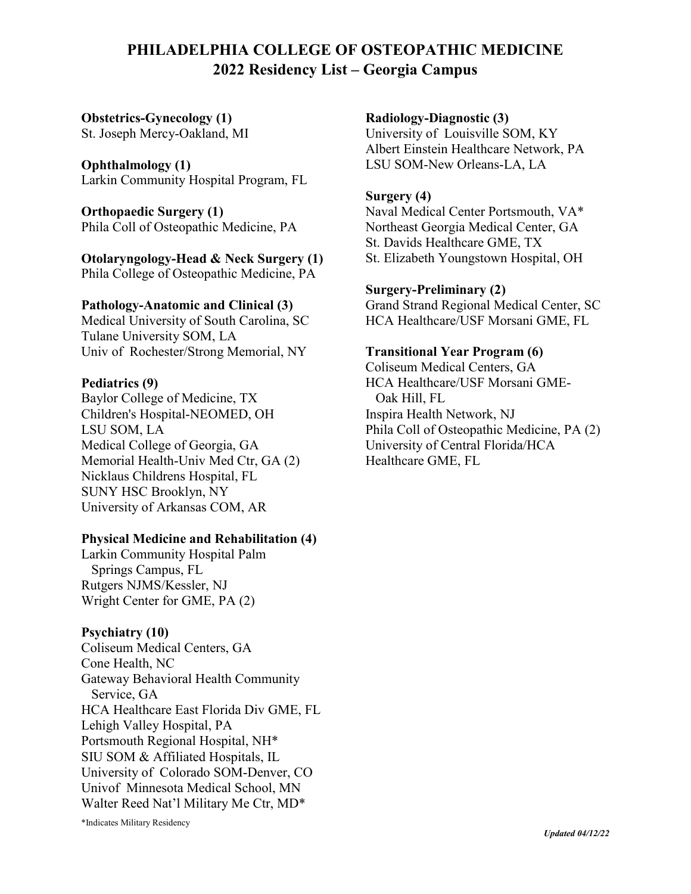# PHILADELPHIA COLLEGE OF OSTEOPATHIC MEDICINE
## 2022 Residency List – Georgia Campus

**Obstetrics-Gynecology (1)**
St. Joseph Mercy-Oakland, MI

**Ophthalmology (1)**
Larkin Community Hospital Program, FL

**Orthopaedic Surgery (1)**
Phila Coll of Osteopathic Medicine, PA

**Otolaryngology-Head & Neck Surgery (1)**
Phila College of Osteopathic Medicine, PA

**Pathology-Anatomic and Clinical (3)**
Medical University of South Carolina, SC
Tulane University SOM, LA
Univ of Rochester/Strong Memorial, NY

**Pediatrics (9)**
Baylor College of Medicine, TX
Children's Hospital-NEOMED, OH
LSU SOM, LA
Medical College of Georgia, GA
Memorial Health-Univ Med Ctr, GA (2)
Nicklaus Childrens Hospital, FL
SUNY HSC Brooklyn, NY
University of Arkansas COM, AR

**Physical Medicine and Rehabilitation (4)**
Larkin Community Hospital Palm Springs Campus, FL
Rutgers NJMS/Kessler, NJ
Wright Center for GME, PA (2)

**Psychiatry (10)**
Coliseum Medical Centers, GA
Cone Health, NC
Gateway Behavioral Health Community Service, GA
HCA Healthcare East Florida Div GME, FL
Lehigh Valley Hospital, PA
Portsmouth Regional Hospital, NH*
SIU SOM & Affiliated Hospitals, IL
University of Colorado SOM-Denver, CO
Univof Minnesota Medical School, MN
Walter Reed Nat'l Military Me Ctr, MD*

**Radiology-Diagnostic (3)**
University of Louisville SOM, KY
Albert Einstein Healthcare Network, PA
LSU SOM-New Orleans-LA, LA

**Surgery (4)**
Naval Medical Center Portsmouth, VA*
Northeast Georgia Medical Center, GA
St. Davids Healthcare GME, TX
St. Elizabeth Youngstown Hospital, OH

**Surgery-Preliminary (2)**
Grand Strand Regional Medical Center, SC
HCA Healthcare/USF Morsani GME, FL

**Transitional Year Program (6)**
Coliseum Medical Centers, GA
HCA Healthcare/USF Morsani GME-Oak Hill, FL
Inspira Health Network, NJ
Phila Coll of Osteopathic Medicine, PA (2)
University of Central Florida/HCA Healthcare GME, FL

*Indicates Military Residency

*Updated 04/12/22*